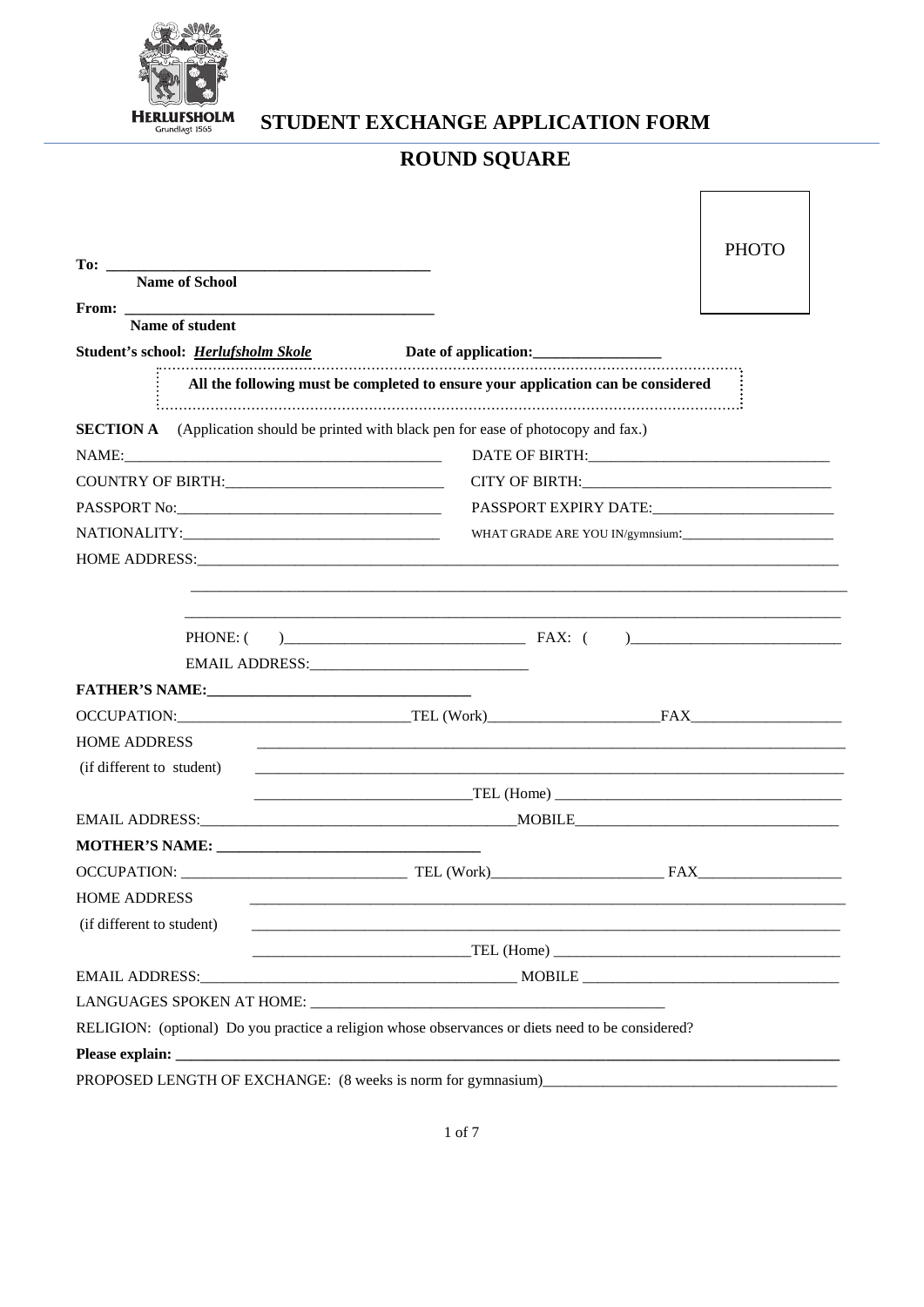HERLUFSHOLM
Grundlagt 1565

# STUDENT EXCHANGE APPLICATION FORM

## ROUND SQUARE

PHOTO

**To:** ________________________________________
**Name of School**

**From:** ________________________________________
**Name of student**

**Student's school:** ***Herlufsholm Skole*** **Date of application:**________________

**All the following must be completed to ensure your application can be considered**

**SECTION A** (Application should be printed with black pen for ease of photocopy and fax.)

NAME:________________________________________ DATE OF BIRTH:______________________________

COUNTRY OF BIRTH:___________________________ CITY OF BIRTH:______________________________

PASSPORT No:________________________________ PASSPORT EXPIRY DATE:______________________

NATIONALITY:________________________________ WHAT GRADE ARE YOU IN/gymnsium:___________________

HOME ADDRESS:______________________________________________________________________________

______________________________________________________________________________

______________________________________________________________________________

PHONE: ( )______________________________ FAX: ( )__________________________

EMAIL ADDRESS:____________________________

**FATHER'S NAME:**__________________________________

OCCUPATION:______________________________TEL (Work)______________________FAX____________________

HOME ADDRESS ______________________________________________________________________________

(if different to student) ______________________________________________________________________________

____________________________TEL (Home) ______________________________________

EMAIL ADDRESS:______________________________________MOBILE__________________________________

**MOTHER'S NAME:** __________________________________

OCCUPATION: ______________________________ TEL (Work)______________________ FAX__________________

HOME ADDRESS ______________________________________________________________________________

(if different to student) ______________________________________________________________________________

____________________________TEL (Home) ______________________________________

EMAIL ADDRESS:______________________________________ MOBILE __________________________________

LANGUAGES SPOKEN AT HOME: ______________________________________________

RELIGION: (optional) Do you practice a religion whose observances or diets need to be considered?

**Please explain:** ______________________________________________________________________________

PROPOSED LENGTH OF EXCHANGE: (8 weeks is norm for gymnasium)______________________________________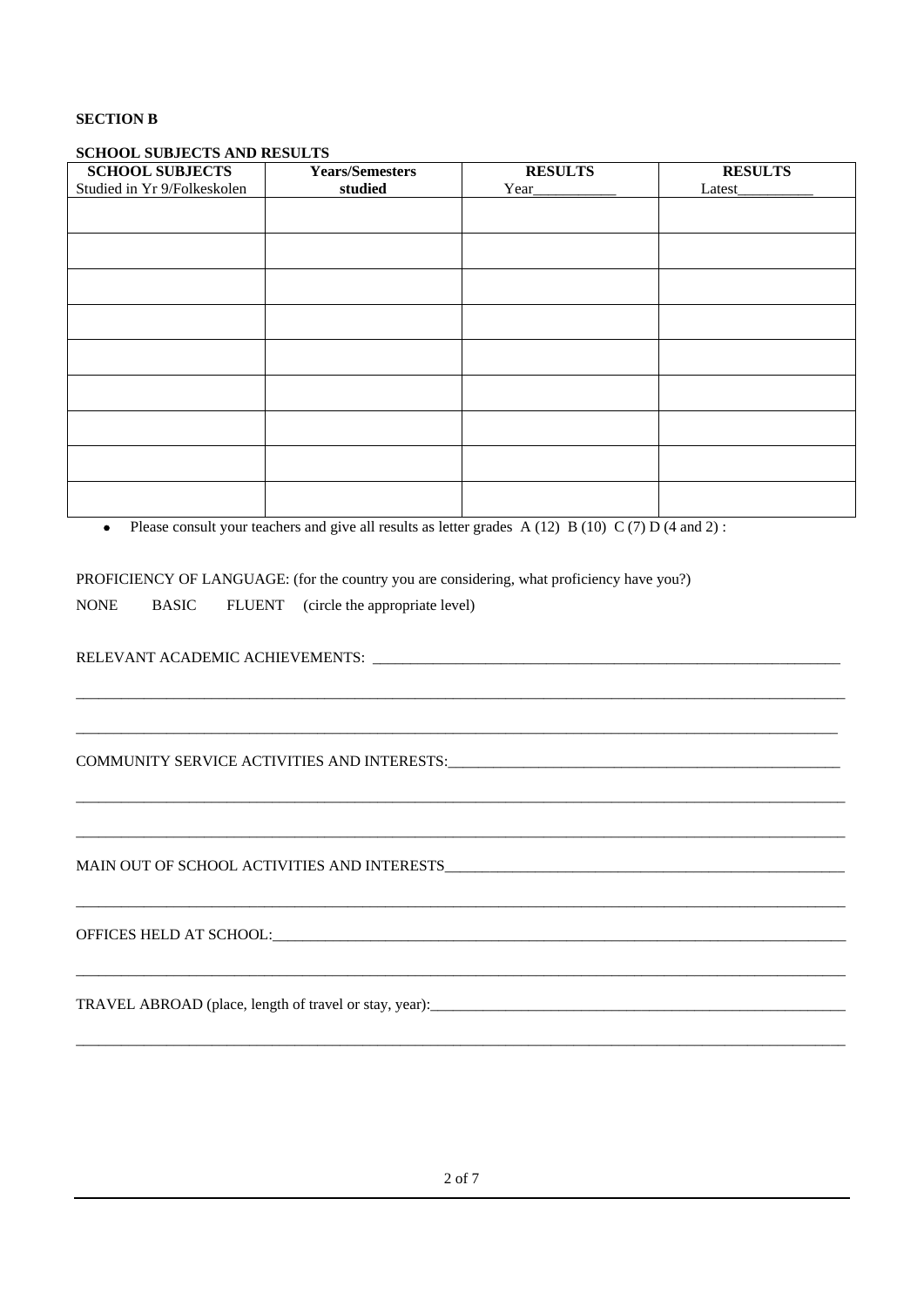**SECTION B**

**SCHOOL SUBJECTS AND RESULTS**

| **SCHOOL SUBJECTS** Studied in Yr 9/Folkeskolen | **Years/Semesters studied** | **RESULTS** Year___________ | **RESULTS** Latest__________ |
|---|---|---|---|
| | | | |
| | | | |
| | | | |
| | | | |
| | | | |
| | | | |
| | | | |
| | | | |
| | | | |

- Please consult your teachers and give all results as letter grades A (12) B (10) C (7) D (4 and 2) :

PROFICIENCY OF LANGUAGE: (for the country you are considering, what proficiency have you?)

NONE BASIC FLUENT (circle the appropriate level)

RELEVANT ACADEMIC ACHIEVEMENTS: ________________________________________________________________

________________________________________________________________________________________________

________________________________________________________________________________________________

COMMUNITY SERVICE ACTIVITIES AND INTERESTS:_____________________________________________________

________________________________________________________________________________________________

________________________________________________________________________________________________

MAIN OUT OF SCHOOL ACTIVITIES AND INTERESTS_____________________________________________________

________________________________________________________________________________________________

OFFICES HELD AT SCHOOL:_______________________________________________________________________

________________________________________________________________________________________________

TRAVEL ABROAD (place, length of travel or stay, year):_______________________________________________

________________________________________________________________________________________________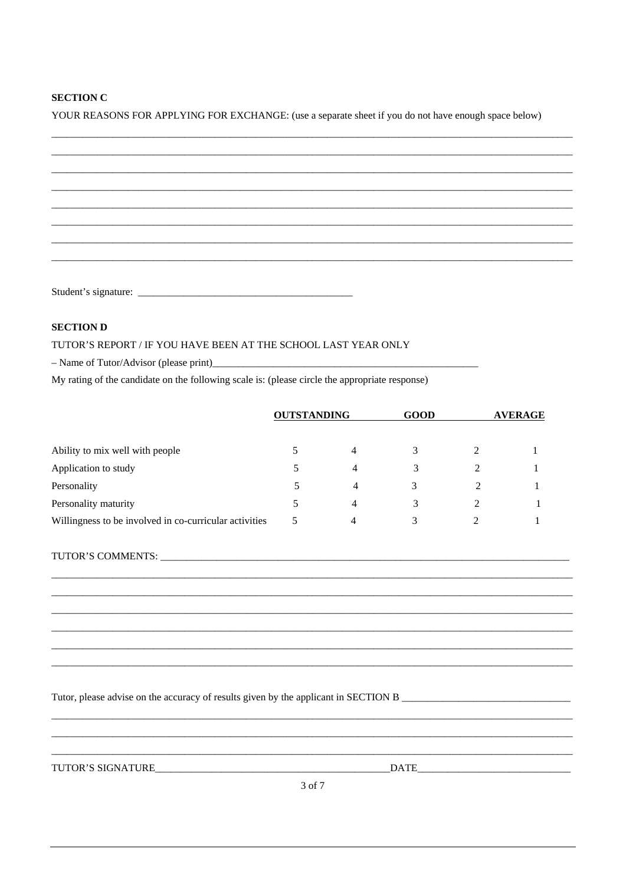**SECTION C**

YOUR REASONS FOR APPLYING FOR EXCHANGE: (use a separate sheet if you do not have enough space below)

________________________________________________________________________________________________

________________________________________________________________________________________________

________________________________________________________________________________________________

________________________________________________________________________________________________

________________________________________________________________________________________________

________________________________________________________________________________________________

________________________________________________________________________________________________

________________________________________________________________________________________________

Student's signature: ___________________________________________

**SECTION D**

TUTOR'S REPORT / IF YOU HAVE BEEN AT THE SCHOOL LAST YEAR ONLY

– Name of Tutor/Advisor (please print)_______________________________________________________

My rating of the candidate on the following scale is: (please circle the appropriate response)

| | **OUTSTANDING** | | **GOOD** | | **AVERAGE** |
|---|---|---|---|---|---|
| Ability to mix well with people | 5 | 4 | 3 | 2 | 1 |
| Application to study | 5 | 4 | 3 | 2 | 1 |
| Personality | 5 | 4 | 3 | 2 | 1 |
| Personality maturity | 5 | 4 | 3 | 2 | 1 |
| Willingness to be involved in co-curricular activities | 5 | 4 | 3 | 2 | 1 |

TUTOR'S COMMENTS: ________________________________________________________________________________

________________________________________________________________________________________________

________________________________________________________________________________________________

________________________________________________________________________________________________

________________________________________________________________________________________________

________________________________________________________________________________________________

________________________________________________________________________________________________

Tutor, please advise on the accuracy of results given by the applicant in SECTION B ________________________________

________________________________________________________________________________________________

________________________________________________________________________________________________

________________________________________________________________________________________________

TUTOR'S SIGNATURE_______________________________________________DATE______________________________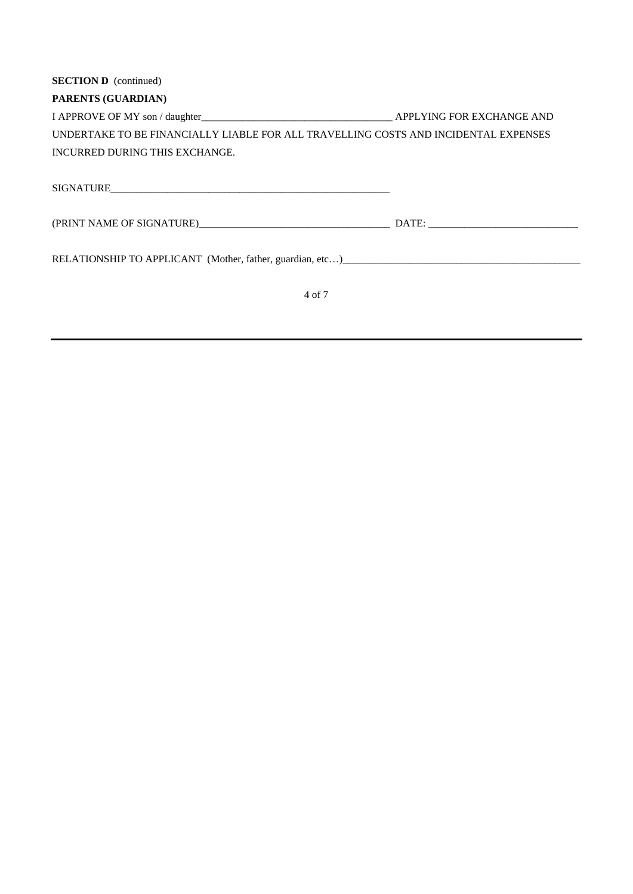**SECTION D** (continued)

**PARENTS (GUARDIAN)**

I APPROVE OF MY son / daughter_____________________________________ APPLYING FOR EXCHANGE AND UNDERTAKE TO BE FINANCIALLY LIABLE FOR ALL TRAVELLING COSTS AND INCIDENTAL EXPENSES INCURRED DURING THIS EXCHANGE.

SIGNATURE_______________________________________________________

(PRINT NAME OF SIGNATURE)_____________________________________ DATE: _____________________________

RELATIONSHIP TO APPLICANT (Mother, father, guardian, etc…)_______________________________________________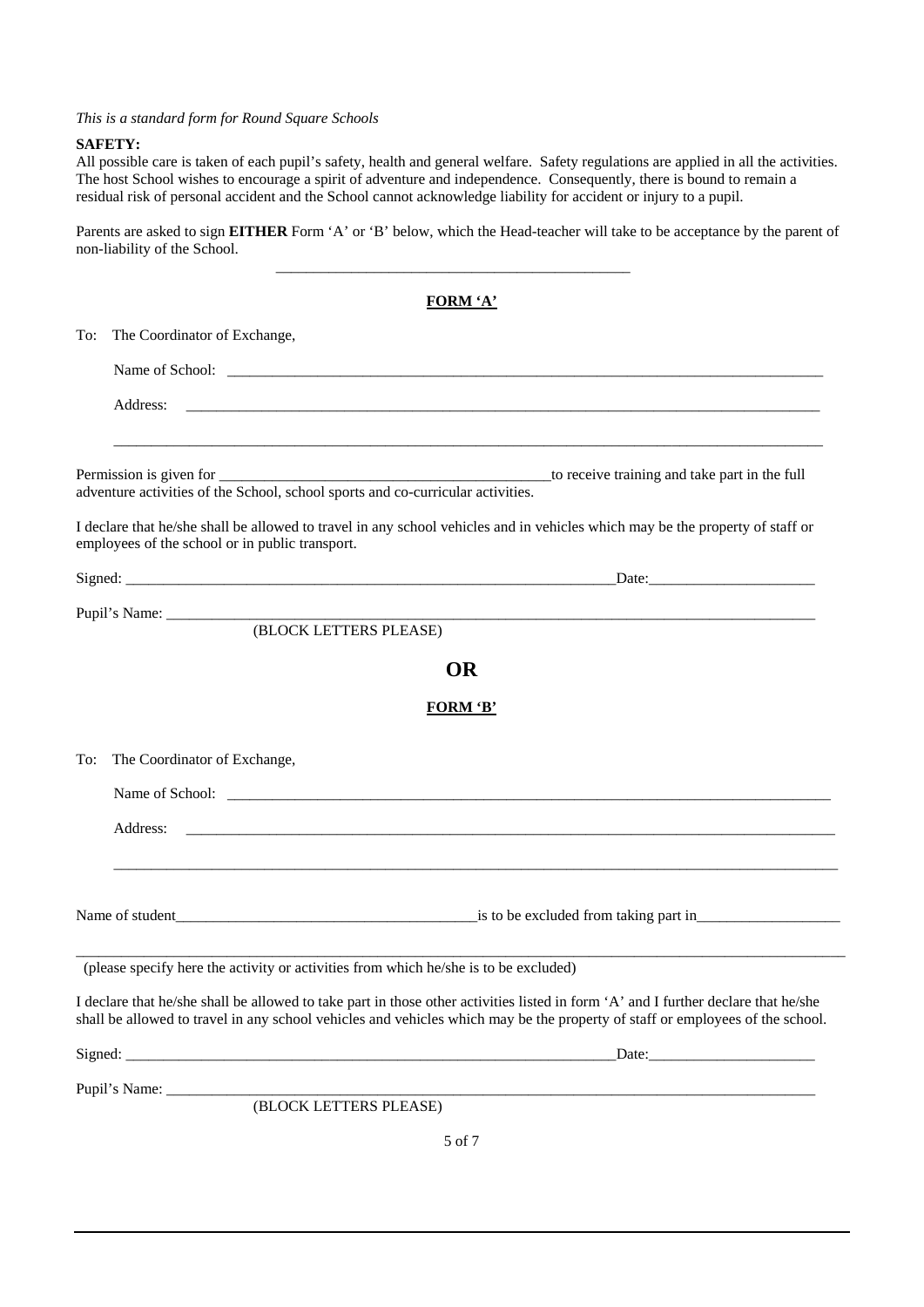*This is a standard form for Round Square Schools*

**SAFETY:**
All possible care is taken of each pupil's safety, health and general welfare. Safety regulations are applied in all the activities. The host School wishes to encourage a spirit of adventure and independence. Consequently, there is bound to remain a residual risk of personal accident and the School cannot acknowledge liability for accident or injury to a pupil.

Parents are asked to sign **EITHER** Form 'A' or 'B' below, which the Head-teacher will take to be acceptance by the parent of non-liability of the School.

---

## FORM 'A'

To: The Coordinator of Exchange,

Name of School: ____________________________________________

Address: ____________________________________________

____________________________________________

Permission is given for ______________________________ to receive training and take part in the full adventure activities of the School, school sports and co-curricular activities.

I declare that he/she shall be allowed to travel in any school vehicles and in vehicles which may be the property of staff or employees of the school or in public transport.

Signed: ______________________________ Date: ______________

Pupil's Name: ______________________________
(BLOCK LETTERS PLEASE)

## OR

## FORM 'B'

To: The Coordinator of Exchange,

Name of School: ____________________________________________

Address: ____________________________________________

____________________________________________

Name of student______________________________ is to be excluded from taking part in______________

____________________________________________
(please specify here the activity or activities from which he/she is to be excluded)

I declare that he/she shall be allowed to take part in those other activities listed in form 'A' and I further declare that he/she shall be allowed to travel in any school vehicles and vehicles which may be the property of staff or employees of the school.

Signed: ______________________________ Date: ______________

Pupil's Name: ______________________________
(BLOCK LETTERS PLEASE)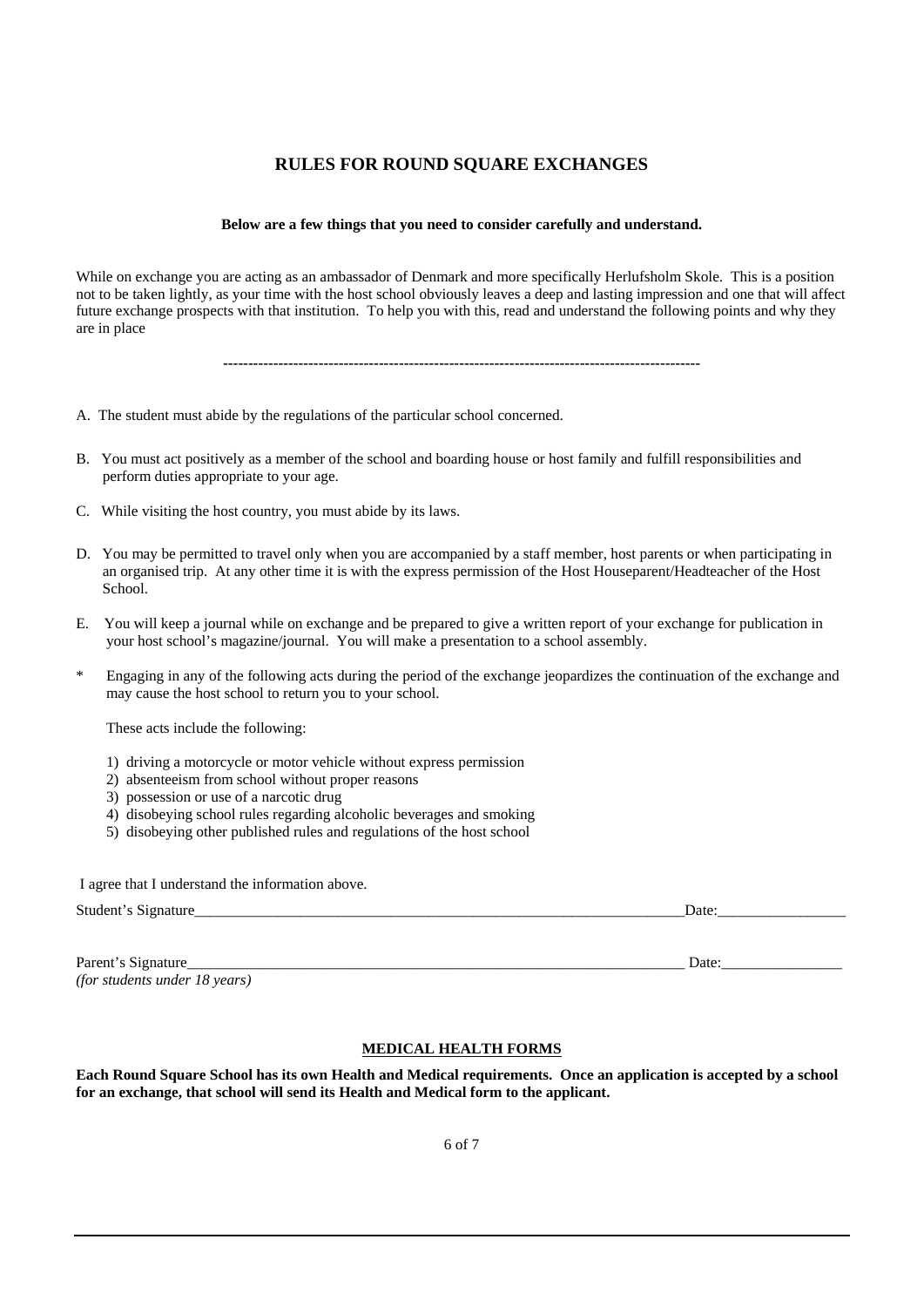## RULES FOR ROUND SQUARE EXCHANGES

**Below are a few things that you need to consider carefully and understand.**

While on exchange you are acting as an ambassador of Denmark and more specifically Herlufsholm Skole. This is a position not to be taken lightly, as your time with the host school obviously leaves a deep and lasting impression and one that will affect future exchange prospects with that institution. To help you with this, read and understand the following points and why they are in place

----------------------------------------------------------------------------------------------

A. The student must abide by the regulations of the particular school concerned.

B. You must act positively as a member of the school and boarding house or host family and fulfill responsibilities and perform duties appropriate to your age.

C. While visiting the host country, you must abide by its laws.

D. You may be permitted to travel only when you are accompanied by a staff member, host parents or when participating in an organised trip. At any other time it is with the express permission of the Host Houseparent/Headteacher of the Host School.

E. You will keep a journal while on exchange and be prepared to give a written report of your exchange for publication in your host school's magazine/journal. You will make a presentation to a school assembly.

\* Engaging in any of the following acts during the period of the exchange jeopardizes the continuation of the exchange and may cause the host school to return you to your school.

These acts include the following:

1) driving a motorcycle or motor vehicle without express permission
2) absenteeism from school without proper reasons
3) possession or use of a narcotic drug
4) disobeying school rules regarding alcoholic beverages and smoking
5) disobeying other published rules and regulations of the host school

I agree that I understand the information above.

Student's Signature\_\_\_\_\_\_\_\_\_\_\_\_\_\_\_\_\_\_\_\_\_\_\_\_\_\_\_\_\_\_\_\_\_\_\_\_\_\_\_\_\_\_\_\_\_\_\_\_\_\_\_\_\_\_\_\_\_\_\_\_\_\_\_\_\_\_\_\_Date:\_\_\_\_\_\_\_\_\_\_\_\_\_\_\_\_\_

Parent's Signature\_\_\_\_\_\_\_\_\_\_\_\_\_\_\_\_\_\_\_\_\_\_\_\_\_\_\_\_\_\_\_\_\_\_\_\_\_\_\_\_\_\_\_\_\_\_\_\_\_\_\_\_\_\_\_\_\_\_\_\_\_\_\_\_\_\_\_\_ Date:\_\_\_\_\_\_\_\_\_\_\_\_\_\_\_\_
*(for students under 18 years)*

### MEDICAL HEALTH FORMS

**Each Round Square School has its own Health and Medical requirements. Once an application is accepted by a school for an exchange, that school will send its Health and Medical form to the applicant.**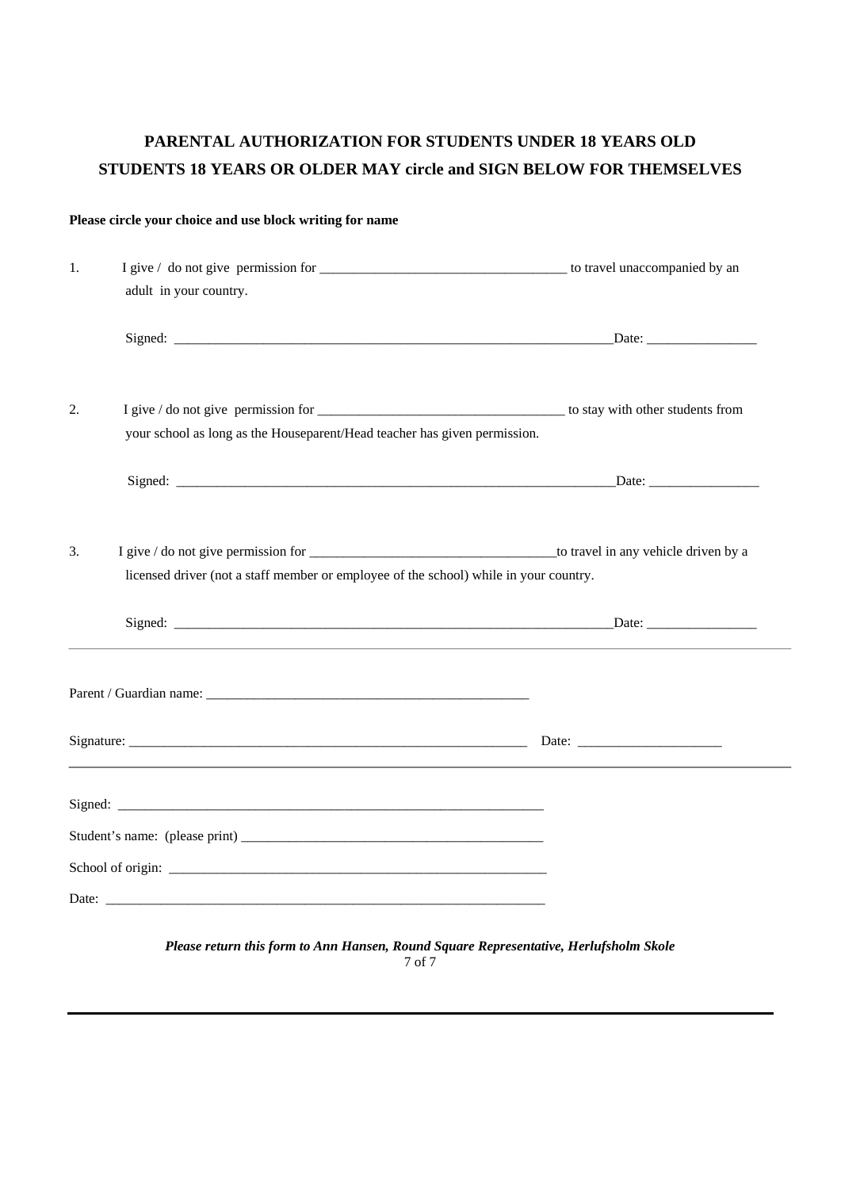**PARENTAL AUTHORIZATION FOR STUDENTS UNDER 18 YEARS OLD**
**STUDENTS 18 YEARS OR OLDER MAY circle and SIGN BELOW FOR THEMSELVES**

**Please circle your choice and use block writing for name**

1. I give / do not give permission for ___________________________________ to travel unaccompanied by an adult in your country.

   Signed: _______________________________________________________________Date: _______________

2. I give / do not give permission for ___________________________________ to stay with other students from your school as long as the Houseparent/Head teacher has given permission.

   Signed: _______________________________________________________________Date: _______________

3. I give / do not give permission for ___________________________________to travel in any vehicle driven by a licensed driver (not a staff member or employee of the school) while in your country.

   Signed: _______________________________________________________________Date: _______________

---

Parent / Guardian name: _______________________________________________

Signature: __________________________________________________________ Date: ____________________

---

Signed: _____________________________________________________________

Student's name: (please print) ____________________________________________

School of origin: _____________________________________________________

Date: _______________________________________________________________

***Please return this form to Ann Hansen, Round Square Representative, Herlufsholm Skole***